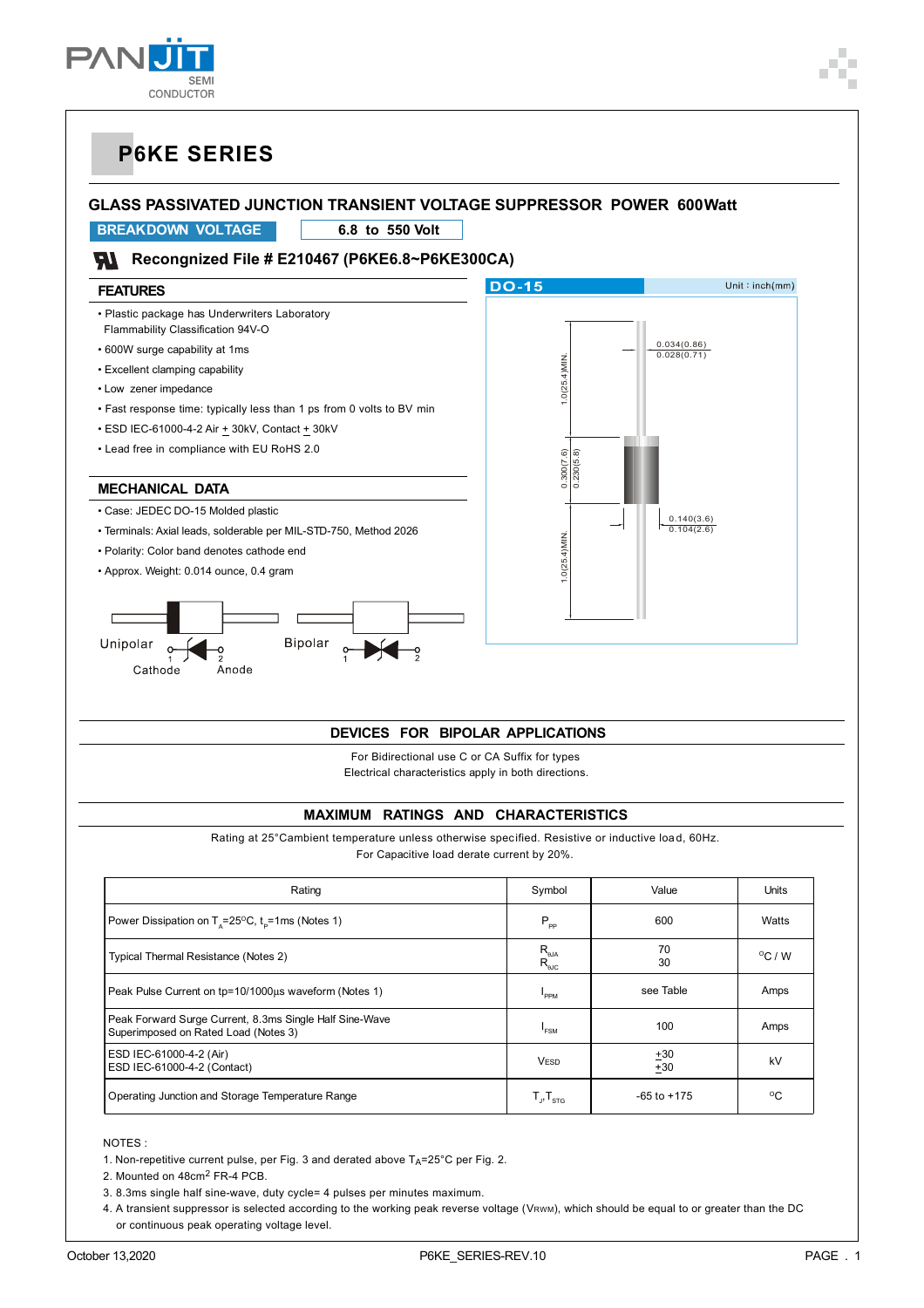# P6KE SERIES

## GLASS PASSIVATED JUNCTION TRANSIENT VOLTAGE SUPPRESSOR POWER 600Watt

**BREAKDOWN VOLTAGE** | **6.8 to 550 Volt**

**Recongnized File # E210467 (P6KE6.8~P6KE300CA)**

### FEATURES

- Plastic package has Underwriters Laboratory Flammability Classification 94V-O
- 600W surge capability at 1ms
- Excellent clamping capability
- Low zener impedance
- Fast response time: typically less than 1 ps from 0 volts to BV min
- ESD IEC-61000-4-2 Air ± 30kV, Contact ± 30kV
- Lead free in compliance with EU RoHS 2.0

### MECHANICAL DATA

- Case: JEDEC DO-15 Molded plastic
- Terminals: Axial leads, solderable per MIL-STD-750, Method 2026
- Polarity: Color band denotes cathode end
- Approx. Weight: 0.014 ounce, 0.4 gram

DO-15 — Unit : inch(mm)

1.0(25.4)MIN.
0.034(0.86)
0.028(0.71)
0.300(7.6)
0.230(5.8)
0.140(3.6)
0.104(2.6)
1.0(25.4)MIN.

Unipolar: 1 Cathode, 2 Anode
Bipolar: 1, 2

### DEVICES FOR BIPOLAR APPLICATIONS

For Bidirectional use C or CA Suffix for types
Electrical characteristics apply in both directions.

### MAXIMUM RATINGS AND CHARACTERISTICS

Rating at 25°Cambient temperature unless otherwise specified. Resistive or inductive load, 60Hz.
For Capacitive load derate current by 20%.

| Rating | Symbol | Value | Units |
|---|---|---|---|
| Power Dissipation on $T_A$=25°C, $t_P$=1ms (Notes 1) | $P_{PP}$ | 600 | Watts |
| Typical Thermal Resistance (Notes 2) | $R_{\theta JA}$<br>$R_{\theta JC}$ | 70<br>30 | °C / W |
| Peak Pulse Current on tp=10/1000µs waveform (Notes 1) | $I_{PPM}$ | see Table | Amps |
| Peak Forward Surge Current, 8.3ms Single Half Sine-Wave Superimposed on Rated Load (Notes 3) | $I_{FSM}$ | 100 | Amps |
| ESD IEC-61000-4-2 (Air)<br>ESD IEC-61000-4-2 (Contact) | VESD | ±30<br>±30 | kV |
| Operating Junction and Storage Temperature Range | $T_J$, $T_{STG}$ | -65 to +175 | °C |

NOTES :

1. Non-repetitive current pulse, per Fig. 3 and derated above $T_A$=25°C per Fig. 2.
2. Mounted on 48cm$^2$ FR-4 PCB.
3. 8.3ms single half sine-wave, duty cycle= 4 pulses per minutes maximum.
4. A transient suppressor is selected according to the working peak reverse voltage ($V_{RWM}$), which should be equal to or greater than the DC or continuous peak operating voltage level.

October 13,2020 — P6KE_SERIES-REV.10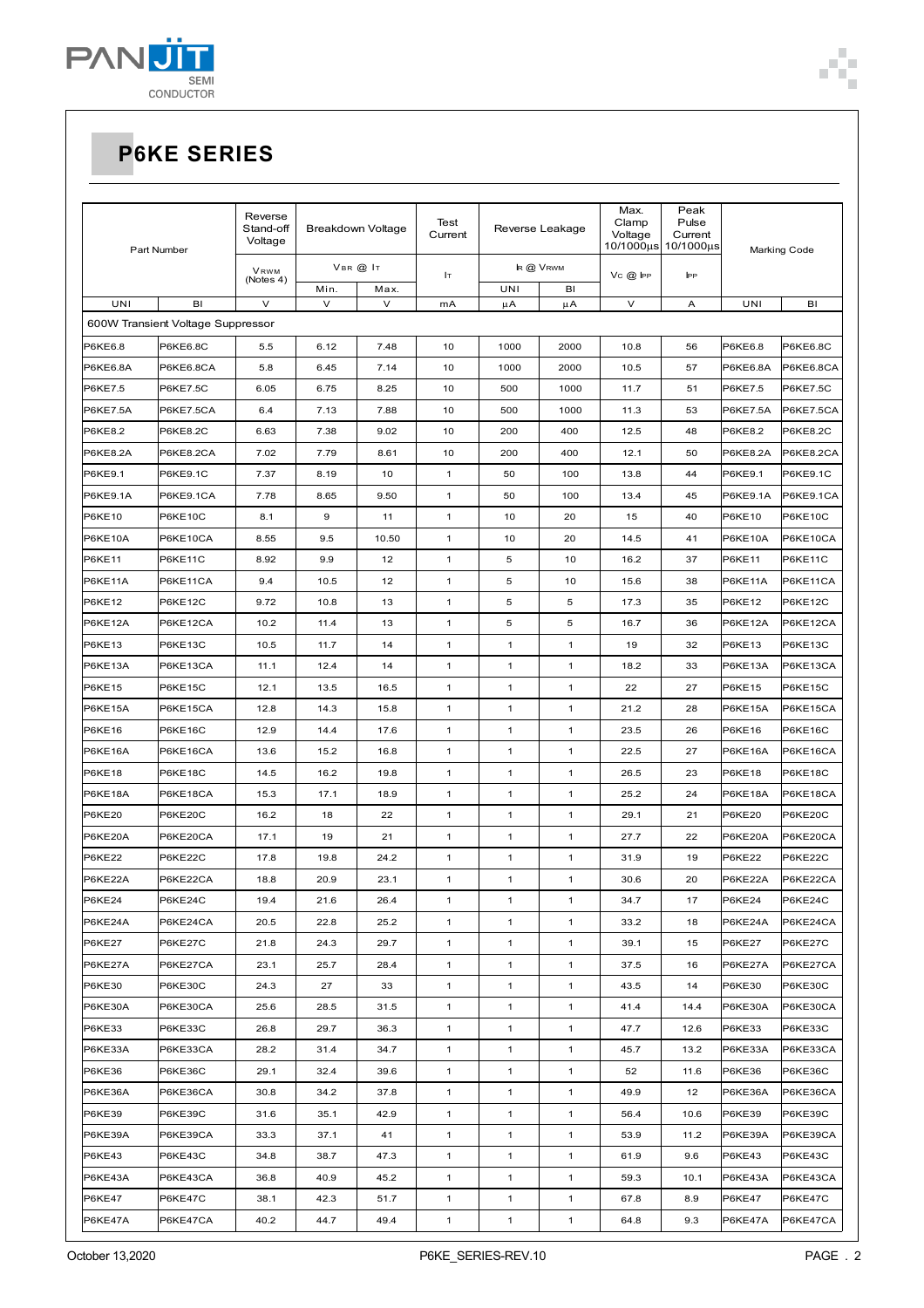## P6KE SERIES

| Part Number | | Reverse Stand-off Voltage | Breakdown Voltage | | Test Current | Reverse Leakage | | Max. Clamp Voltage 10/1000µs | Peak Pulse Current 10/1000µs | Marking Code | |
|---|---|---|---|---|---|---|---|---|---|---|---|
| | | $V_{RWM}$ (Notes 4) | $V_{BR}$ @ $I_T$ | | $I_T$ | $I_R$ @ $V_{RWM}$ | | $V_C$ @ $I_{PP}$ | $I_{PP}$ | | |
| | | | Min. | Max. | | UNI | BI | | | | |
| UNI | BI | V | V | V | mA | µA | µA | V | A | UNI | BI |
| 600W Transient Voltage Suppressor | | | | | | | | | | | |
| P6KE6.8 | P6KE6.8C | 5.5 | 6.12 | 7.48 | 10 | 1000 | 2000 | 10.8 | 56 | P6KE6.8 | P6KE6.8C |
| P6KE6.8A | P6KE6.8CA | 5.8 | 6.45 | 7.14 | 10 | 1000 | 2000 | 10.5 | 57 | P6KE6.8A | P6KE6.8CA |
| P6KE7.5 | P6KE7.5C | 6.05 | 6.75 | 8.25 | 10 | 500 | 1000 | 11.7 | 51 | P6KE7.5 | P6KE7.5C |
| P6KE7.5A | P6KE7.5CA | 6.4 | 7.13 | 7.88 | 10 | 500 | 1000 | 11.3 | 53 | P6KE7.5A | P6KE7.5CA |
| P6KE8.2 | P6KE8.2C | 6.63 | 7.38 | 9.02 | 10 | 200 | 400 | 12.5 | 48 | P6KE8.2 | P6KE8.2C |
| P6KE8.2A | P6KE8.2CA | 7.02 | 7.79 | 8.61 | 10 | 200 | 400 | 12.1 | 50 | P6KE8.2A | P6KE8.2CA |
| P6KE9.1 | P6KE9.1C | 7.37 | 8.19 | 10 | 1 | 50 | 100 | 13.8 | 44 | P6KE9.1 | P6KE9.1C |
| P6KE9.1A | P6KE9.1CA | 7.78 | 8.65 | 9.50 | 1 | 50 | 100 | 13.4 | 45 | P6KE9.1A | P6KE9.1CA |
| P6KE10 | P6KE10C | 8.1 | 9 | 11 | 1 | 10 | 20 | 15 | 40 | P6KE10 | P6KE10C |
| P6KE10A | P6KE10CA | 8.55 | 9.5 | 10.50 | 1 | 10 | 20 | 14.5 | 41 | P6KE10A | P6KE10CA |
| P6KE11 | P6KE11C | 8.92 | 9.9 | 12 | 1 | 5 | 10 | 16.2 | 37 | P6KE11 | P6KE11C |
| P6KE11A | P6KE11CA | 9.4 | 10.5 | 12 | 1 | 5 | 10 | 15.6 | 38 | P6KE11A | P6KE11CA |
| P6KE12 | P6KE12C | 9.72 | 10.8 | 13 | 1 | 5 | 5 | 17.3 | 35 | P6KE12 | P6KE12C |
| P6KE12A | P6KE12CA | 10.2 | 11.4 | 13 | 1 | 5 | 5 | 16.7 | 36 | P6KE12A | P6KE12CA |
| P6KE13 | P6KE13C | 10.5 | 11.7 | 14 | 1 | 1 | 1 | 19 | 32 | P6KE13 | P6KE13C |
| P6KE13A | P6KE13CA | 11.1 | 12.4 | 14 | 1 | 1 | 1 | 18.2 | 33 | P6KE13A | P6KE13CA |
| P6KE15 | P6KE15C | 12.1 | 13.5 | 16.5 | 1 | 1 | 1 | 22 | 27 | P6KE15 | P6KE15C |
| P6KE15A | P6KE15CA | 12.8 | 14.3 | 15.8 | 1 | 1 | 1 | 21.2 | 28 | P6KE15A | P6KE15CA |
| P6KE16 | P6KE16C | 12.9 | 14.4 | 17.6 | 1 | 1 | 1 | 23.5 | 26 | P6KE16 | P6KE16C |
| P6KE16A | P6KE16CA | 13.6 | 15.2 | 16.8 | 1 | 1 | 1 | 22.5 | 27 | P6KE16A | P6KE16CA |
| P6KE18 | P6KE18C | 14.5 | 16.2 | 19.8 | 1 | 1 | 1 | 26.5 | 23 | P6KE18 | P6KE18C |
| P6KE18A | P6KE18CA | 15.3 | 17.1 | 18.9 | 1 | 1 | 1 | 25.2 | 24 | P6KE18A | P6KE18CA |
| P6KE20 | P6KE20C | 16.2 | 18 | 22 | 1 | 1 | 1 | 29.1 | 21 | P6KE20 | P6KE20C |
| P6KE20A | P6KE20CA | 17.1 | 19 | 21 | 1 | 1 | 1 | 27.7 | 22 | P6KE20A | P6KE20CA |
| P6KE22 | P6KE22C | 17.8 | 19.8 | 24.2 | 1 | 1 | 1 | 31.9 | 19 | P6KE22 | P6KE22C |
| P6KE22A | P6KE22CA | 18.8 | 20.9 | 23.1 | 1 | 1 | 1 | 30.6 | 20 | P6KE22A | P6KE22CA |
| P6KE24 | P6KE24C | 19.4 | 21.6 | 26.4 | 1 | 1 | 1 | 34.7 | 17 | P6KE24 | P6KE24C |
| P6KE24A | P6KE24CA | 20.5 | 22.8 | 25.2 | 1 | 1 | 1 | 33.2 | 18 | P6KE24A | P6KE24CA |
| P6KE27 | P6KE27C | 21.8 | 24.3 | 29.7 | 1 | 1 | 1 | 39.1 | 15 | P6KE27 | P6KE27C |
| P6KE27A | P6KE27CA | 23.1 | 25.7 | 28.4 | 1 | 1 | 1 | 37.5 | 16 | P6KE27A | P6KE27CA |
| P6KE30 | P6KE30C | 24.3 | 27 | 33 | 1 | 1 | 1 | 43.5 | 14 | P6KE30 | P6KE30C |
| P6KE30A | P6KE30CA | 25.6 | 28.5 | 31.5 | 1 | 1 | 1 | 41.4 | 14.4 | P6KE30A | P6KE30CA |
| P6KE33 | P6KE33C | 26.8 | 29.7 | 36.3 | 1 | 1 | 1 | 47.7 | 12.6 | P6KE33 | P6KE33C |
| P6KE33A | P6KE33CA | 28.2 | 31.4 | 34.7 | 1 | 1 | 1 | 45.7 | 13.2 | P6KE33A | P6KE33CA |
| P6KE36 | P6KE36C | 29.1 | 32.4 | 39.6 | 1 | 1 | 1 | 52 | 11.6 | P6KE36 | P6KE36C |
| P6KE36A | P6KE36CA | 30.8 | 34.2 | 37.8 | 1 | 1 | 1 | 49.9 | 12 | P6KE36A | P6KE36CA |
| P6KE39 | P6KE39C | 31.6 | 35.1 | 42.9 | 1 | 1 | 1 | 56.4 | 10.6 | P6KE39 | P6KE39C |
| P6KE39A | P6KE39CA | 33.3 | 37.1 | 41 | 1 | 1 | 1 | 53.9 | 11.2 | P6KE39A | P6KE39CA |
| P6KE43 | P6KE43C | 34.8 | 38.7 | 47.3 | 1 | 1 | 1 | 61.9 | 9.6 | P6KE43 | P6KE43C |
| P6KE43A | P6KE43CA | 36.8 | 40.9 | 45.2 | 1 | 1 | 1 | 59.3 | 10.1 | P6KE43A | P6KE43CA |
| P6KE47 | P6KE47C | 38.1 | 42.3 | 51.7 | 1 | 1 | 1 | 67.8 | 8.9 | P6KE47 | P6KE47C |
| P6KE47A | P6KE47CA | 40.2 | 44.7 | 49.4 | 1 | 1 | 1 | 64.8 | 9.3 | P6KE47A | P6KE47CA |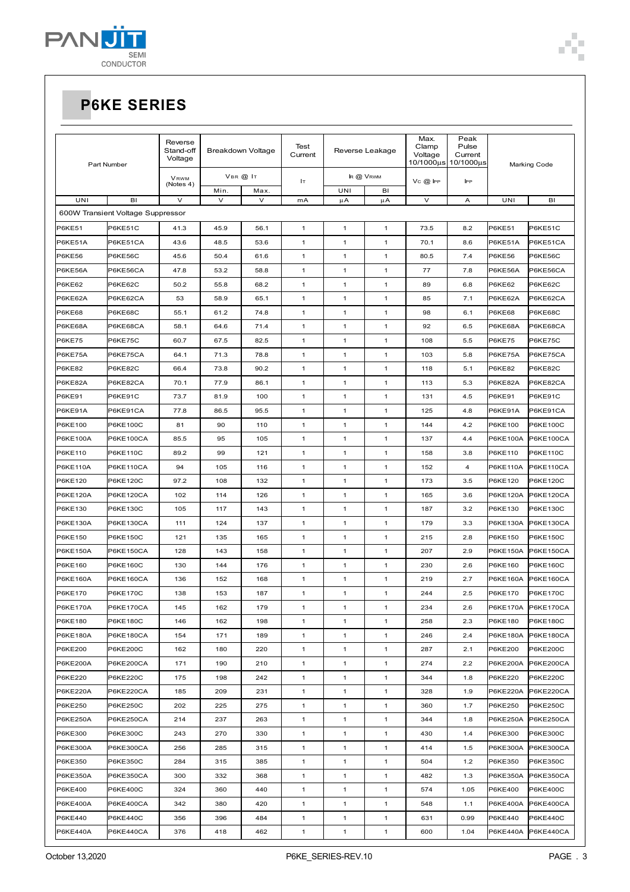## P6KE SERIES

| Part Number | | Reverse Stand-off Voltage | Breakdown Voltage | | Test Current | Reverse Leakage | | Max. Clamp Voltage 10/1000µs | Peak Pulse Current 10/1000µs | Marking Code | |
|---|---|---|---|---|---|---|---|---|---|---|---|
| | | $V_{RWM}$ (Notes 4) | $V_{BR}$ @ $I_T$ | | $I_T$ | $I_R$ @ $V_{RWM}$ | | $V_C$ @ $I_{PP}$ | $I_{PP}$ | | |
| | | | Min. | Max. | | UNI | BI | | | | |
| UNI | BI | V | V | V | mA | µA | µA | V | A | UNI | BI |
| 600W Transient Voltage Suppressor | | | | | | | | | | | |
| P6KE51 | P6KE51C | 41.3 | 45.9 | 56.1 | 1 | 1 | 1 | 73.5 | 8.2 | P6KE51 | P6KE51C |
| P6KE51A | P6KE51CA | 43.6 | 48.5 | 53.6 | 1 | 1 | 1 | 70.1 | 8.6 | P6KE51A | P6KE51CA |
| P6KE56 | P6KE56C | 45.6 | 50.4 | 61.6 | 1 | 1 | 1 | 80.5 | 7.4 | P6KE56 | P6KE56C |
| P6KE56A | P6KE56CA | 47.8 | 53.2 | 58.8 | 1 | 1 | 1 | 77 | 7.8 | P6KE56A | P6KE56CA |
| P6KE62 | P6KE62C | 50.2 | 55.8 | 68.2 | 1 | 1 | 1 | 89 | 6.8 | P6KE62 | P6KE62C |
| P6KE62A | P6KE62CA | 53 | 58.9 | 65.1 | 1 | 1 | 1 | 85 | 7.1 | P6KE62A | P6KE62CA |
| P6KE68 | P6KE68C | 55.1 | 61.2 | 74.8 | 1 | 1 | 1 | 98 | 6.1 | P6KE68 | P6KE68C |
| P6KE68A | P6KE68CA | 58.1 | 64.6 | 71.4 | 1 | 1 | 1 | 92 | 6.5 | P6KE68A | P6KE68CA |
| P6KE75 | P6KE75C | 60.7 | 67.5 | 82.5 | 1 | 1 | 1 | 108 | 5.5 | P6KE75 | P6KE75C |
| P6KE75A | P6KE75CA | 64.1 | 71.3 | 78.8 | 1 | 1 | 1 | 103 | 5.8 | P6KE75A | P6KE75CA |
| P6KE82 | P6KE82C | 66.4 | 73.8 | 90.2 | 1 | 1 | 1 | 118 | 5.1 | P6KE82 | P6KE82C |
| P6KE82A | P6KE82CA | 70.1 | 77.9 | 86.1 | 1 | 1 | 1 | 113 | 5.3 | P6KE82A | P6KE82CA |
| P6KE91 | P6KE91C | 73.7 | 81.9 | 100 | 1 | 1 | 1 | 131 | 4.5 | P6KE91 | P6KE91C |
| P6KE91A | P6KE91CA | 77.8 | 86.5 | 95.5 | 1 | 1 | 1 | 125 | 4.8 | P6KE91A | P6KE91CA |
| P6KE100 | P6KE100C | 81 | 90 | 110 | 1 | 1 | 1 | 144 | 4.2 | P6KE100 | P6KE100C |
| P6KE100A | P6KE100CA | 85.5 | 95 | 105 | 1 | 1 | 1 | 137 | 4.4 | P6KE100A | P6KE100CA |
| P6KE110 | P6KE110C | 89.2 | 99 | 121 | 1 | 1 | 1 | 158 | 3.8 | P6KE110 | P6KE110C |
| P6KE110A | P6KE110CA | 94 | 105 | 116 | 1 | 1 | 1 | 152 | 4 | P6KE110A | P6KE110CA |
| P6KE120 | P6KE120C | 97.2 | 108 | 132 | 1 | 1 | 1 | 173 | 3.5 | P6KE120 | P6KE120C |
| P6KE120A | P6KE120CA | 102 | 114 | 126 | 1 | 1 | 1 | 165 | 3.6 | P6KE120A | P6KE120CA |
| P6KE130 | P6KE130C | 105 | 117 | 143 | 1 | 1 | 1 | 187 | 3.2 | P6KE130 | P6KE130C |
| P6KE130A | P6KE130CA | 111 | 124 | 137 | 1 | 1 | 1 | 179 | 3.3 | P6KE130A | P6KE130CA |
| P6KE150 | P6KE150C | 121 | 135 | 165 | 1 | 1 | 1 | 215 | 2.8 | P6KE150 | P6KE150C |
| P6KE150A | P6KE150CA | 128 | 143 | 158 | 1 | 1 | 1 | 207 | 2.9 | P6KE150A | P6KE150CA |
| P6KE160 | P6KE160C | 130 | 144 | 176 | 1 | 1 | 1 | 230 | 2.6 | P6KE160 | P6KE160C |
| P6KE160A | P6KE160CA | 136 | 152 | 168 | 1 | 1 | 1 | 219 | 2.7 | P6KE160A | P6KE160CA |
| P6KE170 | P6KE170C | 138 | 153 | 187 | 1 | 1 | 1 | 244 | 2.5 | P6KE170 | P6KE170C |
| P6KE170A | P6KE170CA | 145 | 162 | 179 | 1 | 1 | 1 | 234 | 2.6 | P6KE170A | P6KE170CA |
| P6KE180 | P6KE180C | 146 | 162 | 198 | 1 | 1 | 1 | 258 | 2.3 | P6KE180 | P6KE180C |
| P6KE180A | P6KE180CA | 154 | 171 | 189 | 1 | 1 | 1 | 246 | 2.4 | P6KE180A | P6KE180CA |
| P6KE200 | P6KE200C | 162 | 180 | 220 | 1 | 1 | 1 | 287 | 2.1 | P6KE200 | P6KE200C |
| P6KE200A | P6KE200CA | 171 | 190 | 210 | 1 | 1 | 1 | 274 | 2.2 | P6KE200A | P6KE200CA |
| P6KE220 | P6KE220C | 175 | 198 | 242 | 1 | 1 | 1 | 344 | 1.8 | P6KE220 | P6KE220C |
| P6KE220A | P6KE220CA | 185 | 209 | 231 | 1 | 1 | 1 | 328 | 1.9 | P6KE220A | P6KE220CA |
| P6KE250 | P6KE250C | 202 | 225 | 275 | 1 | 1 | 1 | 360 | 1.7 | P6KE250 | P6KE250C |
| P6KE250A | P6KE250CA | 214 | 237 | 263 | 1 | 1 | 1 | 344 | 1.8 | P6KE250A | P6KE250CA |
| P6KE300 | P6KE300C | 243 | 270 | 330 | 1 | 1 | 1 | 430 | 1.4 | P6KE300 | P6KE300C |
| P6KE300A | P6KE300CA | 256 | 285 | 315 | 1 | 1 | 1 | 414 | 1.5 | P6KE300A | P6KE300CA |
| P6KE350 | P6KE350C | 284 | 315 | 385 | 1 | 1 | 1 | 504 | 1.2 | P6KE350 | P6KE350C |
| P6KE350A | P6KE350CA | 300 | 332 | 368 | 1 | 1 | 1 | 482 | 1.3 | P6KE350A | P6KE350CA |
| P6KE400 | P6KE400C | 324 | 360 | 440 | 1 | 1 | 1 | 574 | 1.05 | P6KE400 | P6KE400C |
| P6KE400A | P6KE400CA | 342 | 380 | 420 | 1 | 1 | 1 | 548 | 1.1 | P6KE400A | P6KE400CA |
| P6KE440 | P6KE440C | 356 | 396 | 484 | 1 | 1 | 1 | 631 | 0.99 | P6KE440 | P6KE440C |
| P6KE440A | P6KE440CA | 376 | 418 | 462 | 1 | 1 | 1 | 600 | 1.04 | P6KE440A | P6KE440CA |

October 13,2020 P6KE_SERIES-REV.10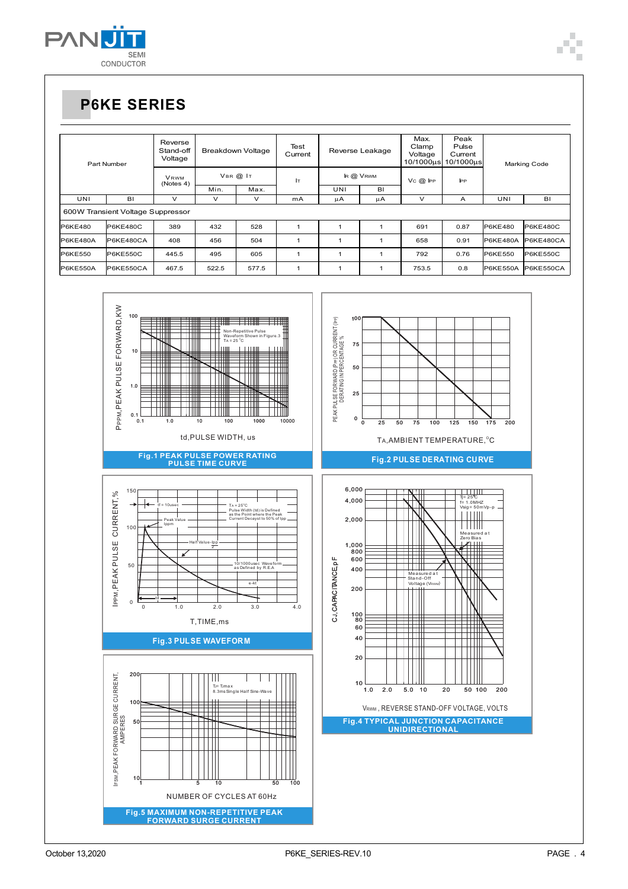# P6KE SERIES

| Part Number | | Reverse Stand-off Voltage | Breakdown Voltage | | Test Current | Reverse Leakage | | Max. Clamp Voltage 10/1000µs | Peak Pulse Current 10/1000µs | Marking Code | |
|---|---|---|---|---|---|---|---|---|---|---|---|
| | | $V_{RWM}$ (Notes 4) | $V_{BR}$ @ $I_T$ | | $I_T$ | $I_R$ @ $V_{RWM}$ | | $V_C$ @ $I_{PP}$ | $I_{PP}$ | | |
| | | | Min. | Max. | | UNI | BI | | | | |
| UNI | BI | V | V | V | mA | µA | µA | V | A | UNI | BI |
| 600W Transient Voltage Suppressor | | | | | | | | | | | |
| P6KE480 | P6KE480C | 389 | 432 | 528 | 1 | 1 | 1 | 691 | 0.87 | P6KE480 | P6KE480C |
| P6KE480A | P6KE480CA | 408 | 456 | 504 | 1 | 1 | 1 | 658 | 0.91 | P6KE480A | P6KE480CA |
| P6KE550 | P6KE550C | 445.5 | 495 | 605 | 1 | 1 | 1 | 792 | 0.76 | P6KE550 | P6KE550C |
| P6KE550A | P6KE550CA | 467.5 | 522.5 | 577.5 | 1 | 1 | 1 | 753.5 | 0.8 | P6KE550A | P6KE550CA |

Fig.1 PEAK PULSE POWER RATING PULSE TIME CURVE

Fig.2 PULSE DERATING CURVE

Fig.3 PULSE WAVEFORM

Fig.4 TYPICAL JUNCTION CAPACITANCE UNIDIRECTIONAL

Fig.5 MAXIMUM NON-REPETITIVE PEAK FORWARD SURGE CURRENT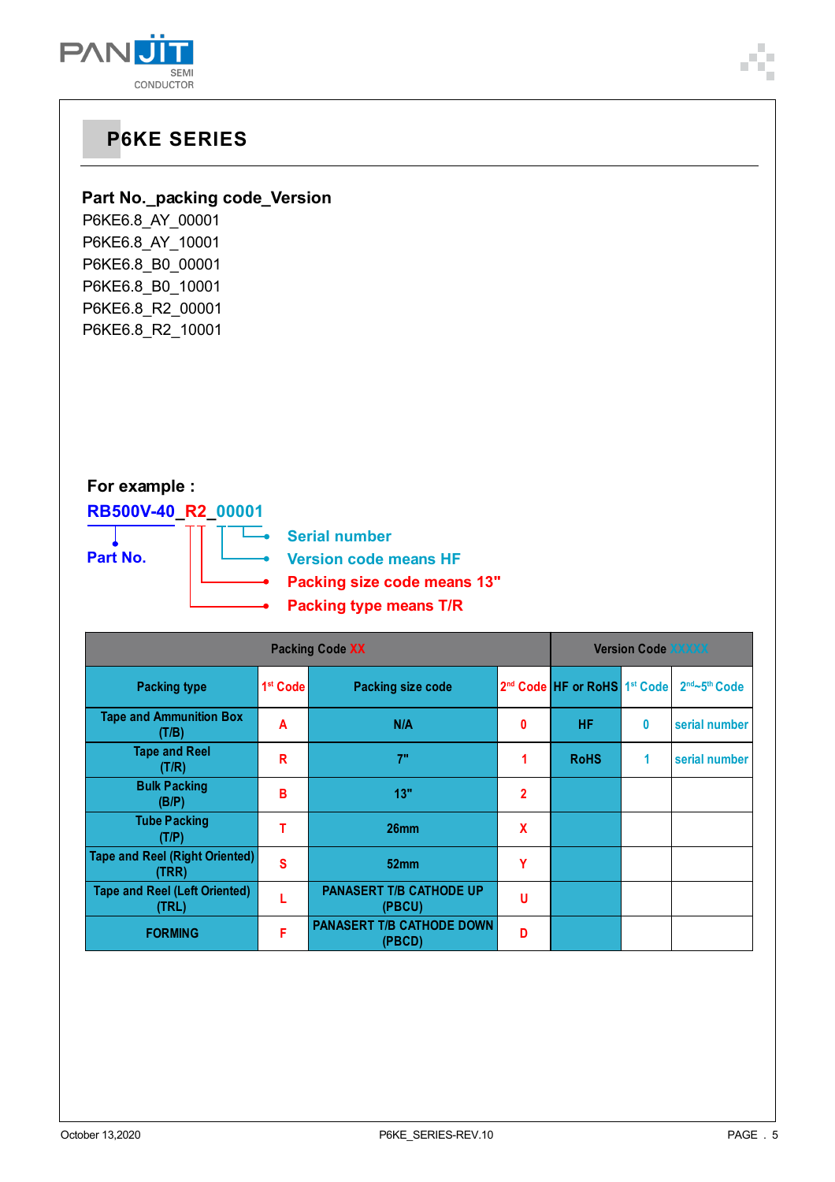# P6KE SERIES

**Part No._packing code_Version**

P6KE6.8_AY_00001
P6KE6.8_AY_10001
P6KE6.8_B0_00001
P6KE6.8_B0_10001
P6KE6.8_R2_00001
P6KE6.8_R2_10001

**For example :**

**RB500V-40_R2_00001**

- **Part No.** → RB500V-40
- **Serial number** → 0001
- **Version code means HF** → 0
- **Packing size code means 13"** → 2
- **Packing type means T/R** → R

| Packing Code XX | | | | Version Code XXXXX | | |
|---|---|---|---|---|---|---|
| Packing type | 1st Code | Packing size code | 2nd Code | HF or RoHS | 1st Code | 2nd~5th Code |
| Tape and Ammunition Box (T/B) | A | N/A | 0 | HF | 0 | serial number |
| Tape and Reel (T/R) | R | 7" | 1 | RoHS | 1 | serial number |
| Bulk Packing (B/P) | B | 13" | 2 | | | |
| Tube Packing (T/P) | T | 26mm | X | | | |
| Tape and Reel (Right Oriented) (TRR) | S | 52mm | Y | | | |
| Tape and Reel (Left Oriented) (TRL) | L | PANASERT T/B CATHODE UP (PBCU) | U | | | |
| FORMING | F | PANASERT T/B CATHODE DOWN (PBCD) | D | | | |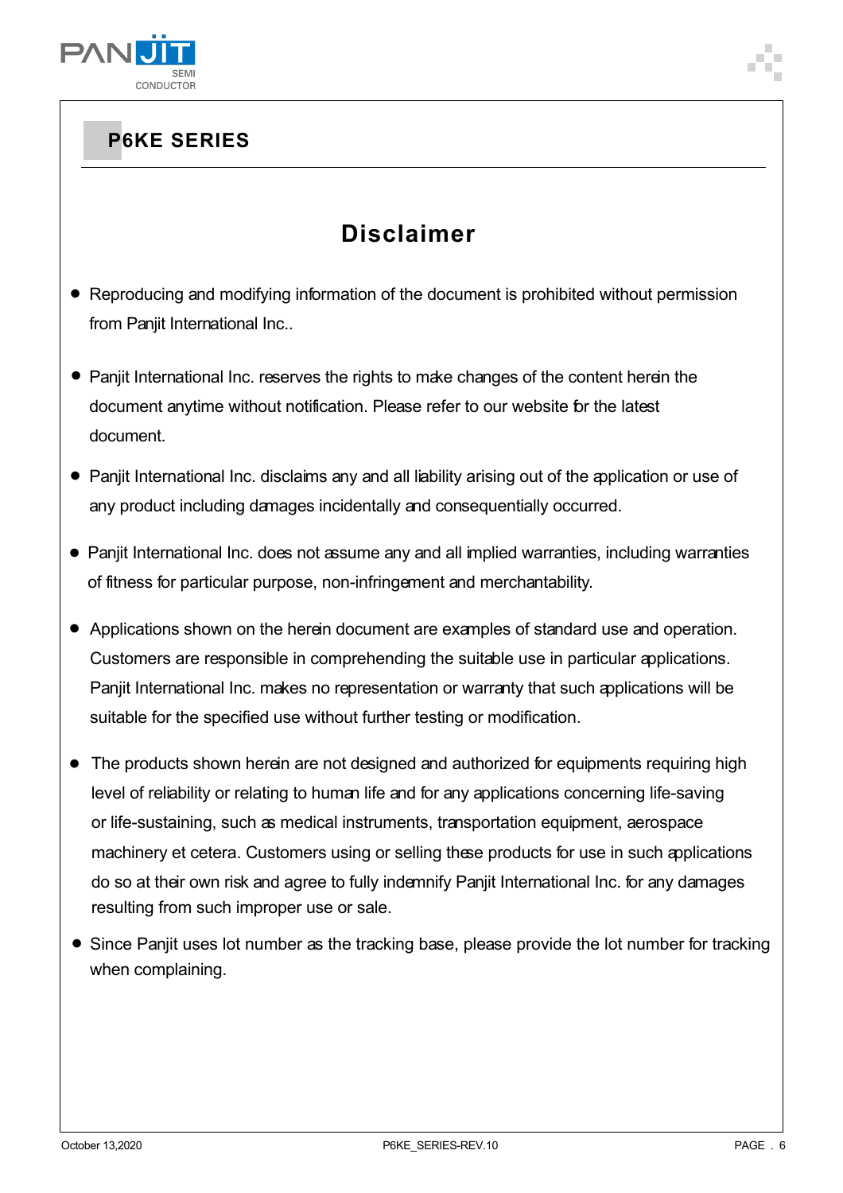## P6KE SERIES

# Disclaimer

- Reproducing and modifying information of the document is prohibited without permission from Panjit International Inc..
- Panjit International Inc. reserves the rights to make changes of the content herein the document anytime without notification. Please refer to our website for the latest document.
- Panjit International Inc. disclaims any and all liability arising out of the application or use of any product including damages incidentally and consequentially occurred.
- Panjit International Inc. does not assume any and all implied warranties, including warranties of fitness for particular purpose, non-infringement and merchantability.
- Applications shown on the herein document are examples of standard use and operation. Customers are responsible in comprehending the suitable use in particular applications. Panjit International Inc. makes no representation or warranty that such applications will be suitable for the specified use without further testing or modification.
- The products shown herein are not designed and authorized for equipments requiring high level of reliability or relating to human life and for any applications concerning life-saving or life-sustaining, such as medical instruments, transportation equipment, aerospace machinery et cetera. Customers using or selling these products for use in such applications do so at their own risk and agree to fully indemnify Panjit International Inc. for any damages resulting from such improper use or sale.
- Since Panjit uses lot number as the tracking base, please provide the lot number for tracking when complaining.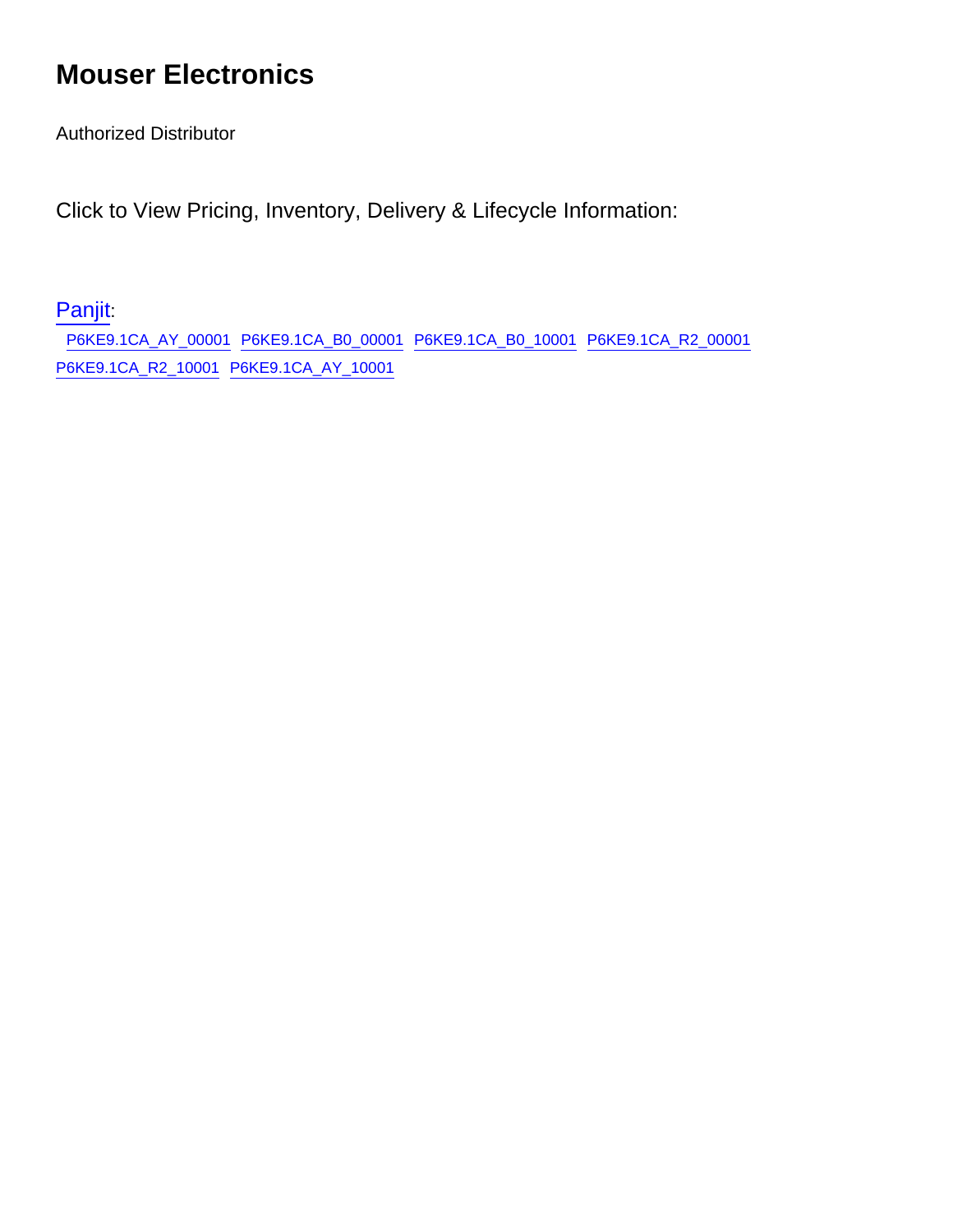# Mouser Electronics

Authorized Distributor

Click to View Pricing, Inventory, Delivery & Lifecycle Information:

Panjit:

P6KE9.1CA_AY_00001 P6KE9.1CA_B0_00001 P6KE9.1CA_B0_10001 P6KE9.1CA_R2_00001 P6KE9.1CA_R2_10001 P6KE9.1CA_AY_10001